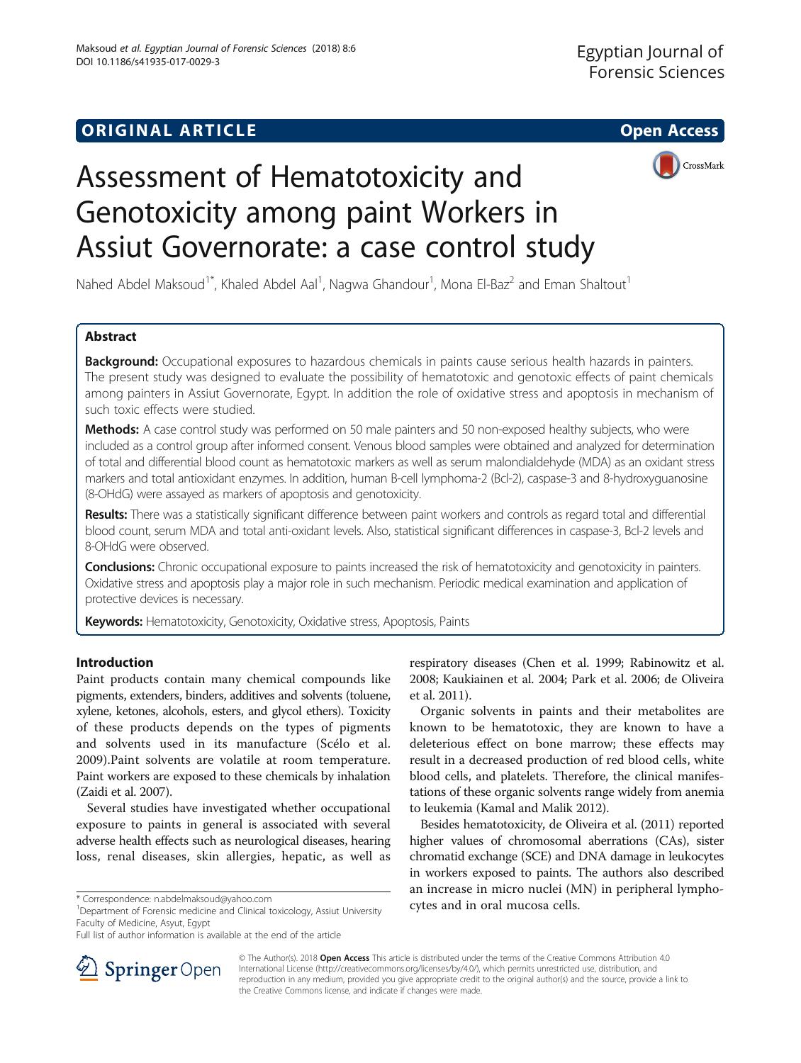# ORIGINAL ARTICLE

# Assessment of Hematotoxicity and Genotoxicity among paint Workers in Assiut Governorate: a case control study

Nahed Abdel Maksoud[1*], Khaled Abdel Aal[1], Nagwa Ghandour[1], Mona El-Baz[2] and Eman Shaltout[1]

## Abstract

**Background:** Occupational exposures to hazardous chemicals in paints cause serious health hazards in painters. The present study was designed to evaluate the possibility of hematotoxic and genotoxic effects of paint chemicals among painters in Assiut Governorate, Egypt. In addition the role of oxidative stress and apoptosis in mechanism of such toxic effects were studied.

**Methods:** A case control study was performed on 50 male painters and 50 non-exposed healthy subjects, who were included as a control group after informed consent. Venous blood samples were obtained and analyzed for determination of total and differential blood count as hematotoxic markers as well as serum malondialdehyde (MDA) as an oxidant stress markers and total antioxidant enzymes. In addition, human B-cell lymphoma-2 (Bcl-2), caspase-3 and 8-hydroxyguanosine (8-OHdG) were assayed as markers of apoptosis and genotoxicity.

**Results:** There was a statistically significant difference between paint workers and controls as regard total and differential blood count, serum MDA and total anti-oxidant levels. Also, statistical significant differences in caspase-3, Bcl-2 levels and 8-OHdG were observed.

**Conclusions:** Chronic occupational exposure to paints increased the risk of hematotoxicity and genotoxicity in painters. Oxidative stress and apoptosis play a major role in such mechanism. Periodic medical examination and application of protective devices is necessary.

**Keywords:** Hematotoxicity, Genotoxicity, Oxidative stress, Apoptosis, Paints

## Introduction

Paint products contain many chemical compounds like pigments, extenders, binders, additives and solvents (toluene, xylene, ketones, alcohols, esters, and glycol ethers). Toxicity of these products depends on the types of pigments and solvents used in its manufacture (Scélo et al. 2009).Paint solvents are volatile at room temperature. Paint workers are exposed to these chemicals by inhalation (Zaidi et al. 2007).

Several studies have investigated whether occupational exposure to paints in general is associated with several adverse health effects such as neurological diseases, hearing loss, renal diseases, skin allergies, hepatic, as well as respiratory diseases (Chen et al. 1999; Rabinowitz et al. 2008; Kaukiainen et al. 2004; Park et al. 2006; de Oliveira et al. 2011).

Organic solvents in paints and their metabolites are known to be hematotoxic, they are known to have a deleterious effect on bone marrow; these effects may result in a decreased production of red blood cells, white blood cells, and platelets. Therefore, the clinical manifestations of these organic solvents range widely from anemia to leukemia (Kamal and Malik 2012).

Besides hematotoxicity, de Oliveira et al. (2011) reported higher values of chromosomal aberrations (CAs), sister chromatid exchange (SCE) and DNA damage in leukocytes in workers exposed to paints. The authors also described an increase in micro nuclei (MN) in peripheral lymphocytes and in oral mucosa cells.

\* Correspondence: n.abdelmaksoud@yahoo.com
[1]Department of Forensic medicine and Clinical toxicology, Assiut University Faculty of Medicine, Asyut, Egypt
Full list of author information is available at the end of the article

© The Author(s). 2018 **Open Access** This article is distributed under the terms of the Creative Commons Attribution 4.0 International License (http://creativecommons.org/licenses/by/4.0/), which permits unrestricted use, distribution, and reproduction in any medium, provided you give appropriate credit to the original author(s) and the source, provide a link to the Creative Commons license, and indicate if changes were made.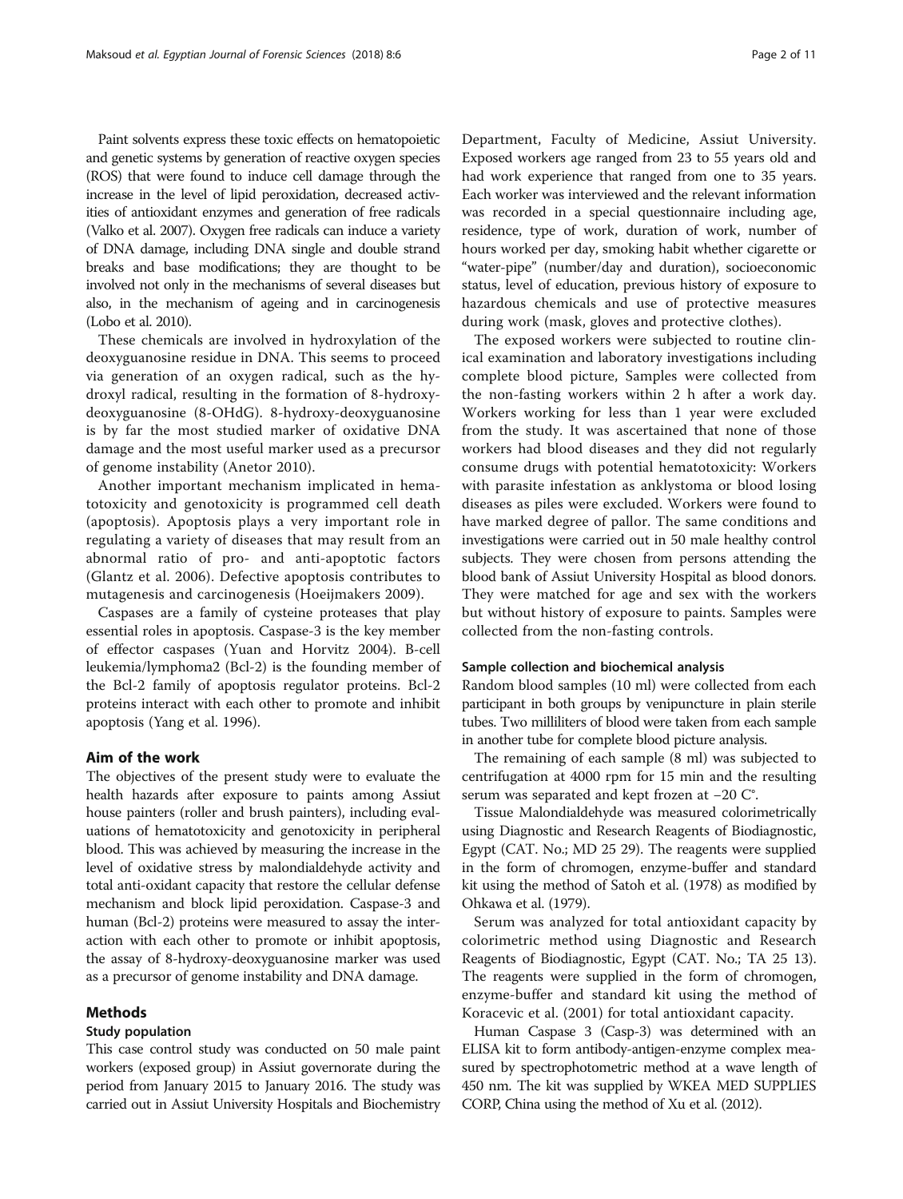Paint solvents express these toxic effects on hematopoietic and genetic systems by generation of reactive oxygen species (ROS) that were found to induce cell damage through the increase in the level of lipid peroxidation, decreased activities of antioxidant enzymes and generation of free radicals (Valko et al. 2007). Oxygen free radicals can induce a variety of DNA damage, including DNA single and double strand breaks and base modifications; they are thought to be involved not only in the mechanisms of several diseases but also, in the mechanism of ageing and in carcinogenesis (Lobo et al. 2010).

These chemicals are involved in hydroxylation of the deoxyguanosine residue in DNA. This seems to proceed via generation of an oxygen radical, such as the hydroxyl radical, resulting in the formation of 8-hydroxy-deoxyguanosine (8-OHdG). 8-hydroxy-deoxyguanosine is by far the most studied marker of oxidative DNA damage and the most useful marker used as a precursor of genome instability (Anetor 2010).

Another important mechanism implicated in hematotoxicity and genotoxicity is programmed cell death (apoptosis). Apoptosis plays a very important role in regulating a variety of diseases that may result from an abnormal ratio of pro- and anti-apoptotic factors (Glantz et al. 2006). Defective apoptosis contributes to mutagenesis and carcinogenesis (Hoeijmakers 2009).

Caspases are a family of cysteine proteases that play essential roles in apoptosis. Caspase-3 is the key member of effector caspases (Yuan and Horvitz 2004). B-cell leukemia/lymphoma2 (Bcl-2) is the founding member of the Bcl-2 family of apoptosis regulator proteins. Bcl-2 proteins interact with each other to promote and inhibit apoptosis (Yang et al. 1996).

## Aim of the work

The objectives of the present study were to evaluate the health hazards after exposure to paints among Assiut house painters (roller and brush painters), including evaluations of hematotoxicity and genotoxicity in peripheral blood. This was achieved by measuring the increase in the level of oxidative stress by malondialdehyde activity and total anti-oxidant capacity that restore the cellular defense mechanism and block lipid peroxidation. Caspase-3 and human (Bcl-2) proteins were measured to assay the interaction with each other to promote or inhibit apoptosis, the assay of 8-hydroxy-deoxyguanosine marker was used as a precursor of genome instability and DNA damage.

## Methods

### Study population

This case control study was conducted on 50 male paint workers (exposed group) in Assiut governorate during the period from January 2015 to January 2016. The study was carried out in Assiut University Hospitals and Biochemistry Department, Faculty of Medicine, Assiut University. Exposed workers age ranged from 23 to 55 years old and had work experience that ranged from one to 35 years. Each worker was interviewed and the relevant information was recorded in a special questionnaire including age, residence, type of work, duration of work, number of hours worked per day, smoking habit whether cigarette or "water-pipe" (number/day and duration), socioeconomic status, level of education, previous history of exposure to hazardous chemicals and use of protective measures during work (mask, gloves and protective clothes).

The exposed workers were subjected to routine clinical examination and laboratory investigations including complete blood picture, Samples were collected from the non-fasting workers within 2 h after a work day. Workers working for less than 1 year were excluded from the study. It was ascertained that none of those workers had blood diseases and they did not regularly consume drugs with potential hematotoxicity: Workers with parasite infestation as anklystoma or blood losing diseases as piles were excluded. Workers were found to have marked degree of pallor. The same conditions and investigations were carried out in 50 male healthy control subjects. They were chosen from persons attending the blood bank of Assiut University Hospital as blood donors. They were matched for age and sex with the workers but without history of exposure to paints. Samples were collected from the non-fasting controls.

### Sample collection and biochemical analysis

Random blood samples (10 ml) were collected from each participant in both groups by venipuncture in plain sterile tubes. Two milliliters of blood were taken from each sample in another tube for complete blood picture analysis.

The remaining of each sample (8 ml) was subjected to centrifugation at 4000 rpm for 15 min and the resulting serum was separated and kept frozen at −20 C°.

Tissue Malondialdehyde was measured colorimetrically using Diagnostic and Research Reagents of Biodiagnostic, Egypt (CAT. No.; MD 25 29). The reagents were supplied in the form of chromogen, enzyme-buffer and standard kit using the method of Satoh et al. (1978) as modified by Ohkawa et al. (1979).

Serum was analyzed for total antioxidant capacity by colorimetric method using Diagnostic and Research Reagents of Biodiagnostic, Egypt (CAT. No.; TA 25 13). The reagents were supplied in the form of chromogen, enzyme-buffer and standard kit using the method of Koracevic et al. (2001) for total antioxidant capacity.

Human Caspase 3 (Casp-3) was determined with an ELISA kit to form antibody-antigen-enzyme complex measured by spectrophotometric method at a wave length of 450 nm. The kit was supplied by WKEA MED SUPPLIES CORP, China using the method of Xu et al. (2012).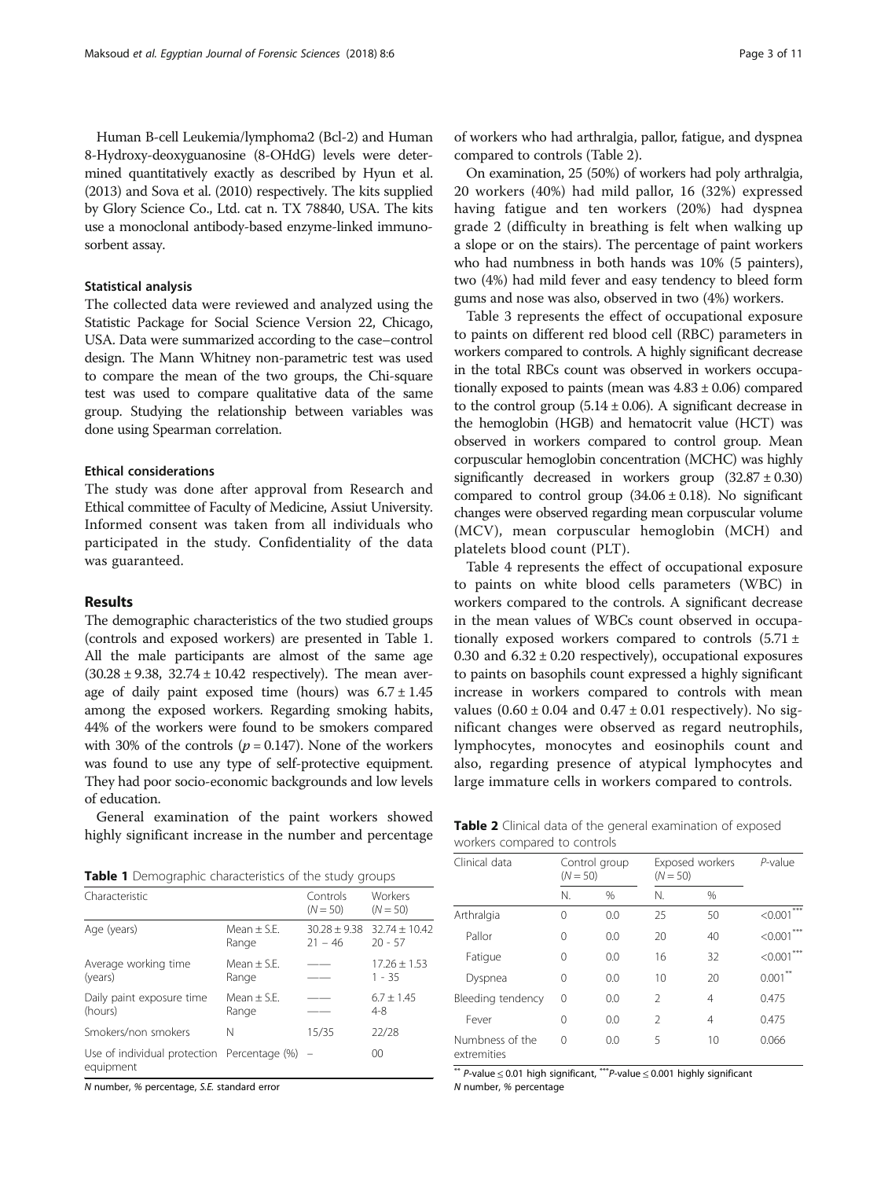Human B-cell Leukemia/lymphoma2 (Bcl-2) and Human 8-Hydroxy-deoxyguanosine (8-OHdG) levels were determined quantitatively exactly as described by Hyun et al. (2013) and Sova et al. (2010) respectively. The kits supplied by Glory Science Co., Ltd. cat n. TX 78840, USA. The kits use a monoclonal antibody-based enzyme-linked immunosorbent assay.

### Statistical analysis

The collected data were reviewed and analyzed using the Statistic Package for Social Science Version 22, Chicago, USA. Data were summarized according to the case–control design. The Mann Whitney non-parametric test was used to compare the mean of the two groups, the Chi-square test was used to compare qualitative data of the same group. Studying the relationship between variables was done using Spearman correlation.

### Ethical considerations

The study was done after approval from Research and Ethical committee of Faculty of Medicine, Assiut University. Informed consent was taken from all individuals who participated in the study. Confidentiality of the data was guaranteed.

## Results

The demographic characteristics of the two studied groups (controls and exposed workers) are presented in Table 1. All the male participants are almost of the same age ($30.28 \pm 9.38$, $32.74 \pm 10.42$ respectively). The mean average of daily paint exposed time (hours) was $6.7 \pm 1.45$ among the exposed workers. Regarding smoking habits, 44% of the workers were found to be smokers compared with 30% of the controls ($p = 0.147$). None of the workers was found to use any type of self-protective equipment. They had poor socio-economic backgrounds and low levels of education.

General examination of the paint workers showed highly significant increase in the number and percentage of workers who had arthralgia, pallor, fatigue, and dyspnea compared to controls (Table 2).

**Table 1** Demographic characteristics of the study groups

| Characteristic | | Controls ($N = 50$) | Workers ($N = 50$) |
|---|---|---|---|
| Age (years) | Mean ± S.E. | 30.28 ± 9.38 | 32.74 ± 10.42 |
| | Range | 21 – 46 | 20 - 57 |
| Average working time (years) | Mean ± S.E. | —— | 17.26 ± 1.53 |
| | Range | —— | 1 - 35 |
| Daily paint exposure time (hours) | Mean ± S.E. | —— | 6.7 ± 1.45 |
| | Range | —— | 4-8 |
| Smokers/non smokers | N | 15/35 | 22/28 |
| Use of individual protection equipment | Percentage (%) | – | 00 |

*N* number, *%* percentage, *S.E.* standard error

On examination, 25 (50%) of workers had poly arthralgia, 20 workers (40%) had mild pallor, 16 (32%) expressed having fatigue and ten workers (20%) had dyspnea grade 2 (difficulty in breathing is felt when walking up a slope or on the stairs). The percentage of paint workers who had numbness in both hands was 10% (5 painters), two (4%) had mild fever and easy tendency to bleed form gums and nose was also, observed in two (4%) workers.

Table 3 represents the effect of occupational exposure to paints on different red blood cell (RBC) parameters in workers compared to controls. A highly significant decrease in the total RBCs count was observed in workers occupationally exposed to paints (mean was $4.83 \pm 0.06$) compared to the control group ($5.14 \pm 0.06$). A significant decrease in the hemoglobin (HGB) and hematocrit value (HCT) was observed in workers compared to control group. Mean corpuscular hemoglobin concentration (MCHC) was highly significantly decreased in workers group ($32.87 \pm 0.30$) compared to control group ($34.06 \pm 0.18$). No significant changes were observed regarding mean corpuscular volume (MCV), mean corpuscular hemoglobin (MCH) and platelets blood count (PLT).

Table 4 represents the effect of occupational exposure to paints on white blood cells parameters (WBC) in workers compared to the controls. A significant decrease in the mean values of WBCs count observed in occupationally exposed workers compared to controls ($5.71 \pm 0.30$ and $6.32 \pm 0.20$ respectively), occupational exposures to paints on basophils count expressed a highly significant increase in workers compared to controls with mean values ($0.60 \pm 0.04$ and $0.47 \pm 0.01$ respectively). No significant changes were observed as regard neutrophils, lymphocytes, monocytes and eosinophils count and also, regarding presence of atypical lymphocytes and large immature cells in workers compared to controls.

**Table 2** Clinical data of the general examination of exposed workers compared to controls

| Clinical data | Control group ($N = 50$) | | Exposed workers ($N = 50$) | | *P*-value |
|---|---|---|---|---|---|
| | N. | % | N. | % | |
| Arthralgia | 0 | 0.0 | 25 | 50 | <0.001*** |
| Pallor | 0 | 0.0 | 20 | 40 | <0.001*** |
| Fatigue | 0 | 0.0 | 16 | 32 | <0.001*** |
| Dyspnea | 0 | 0.0 | 10 | 20 | 0.001** |
| Bleeding tendency | 0 | 0.0 | 2 | 4 | 0.475 |
| Fever | 0 | 0.0 | 2 | 4 | 0.475 |
| Numbness of the extremities | 0 | 0.0 | 5 | 10 | 0.066 |

** *P*-value ≤ 0.01 high significant, *** *P*-value ≤ 0.001 highly significant

*N* number, *%* percentage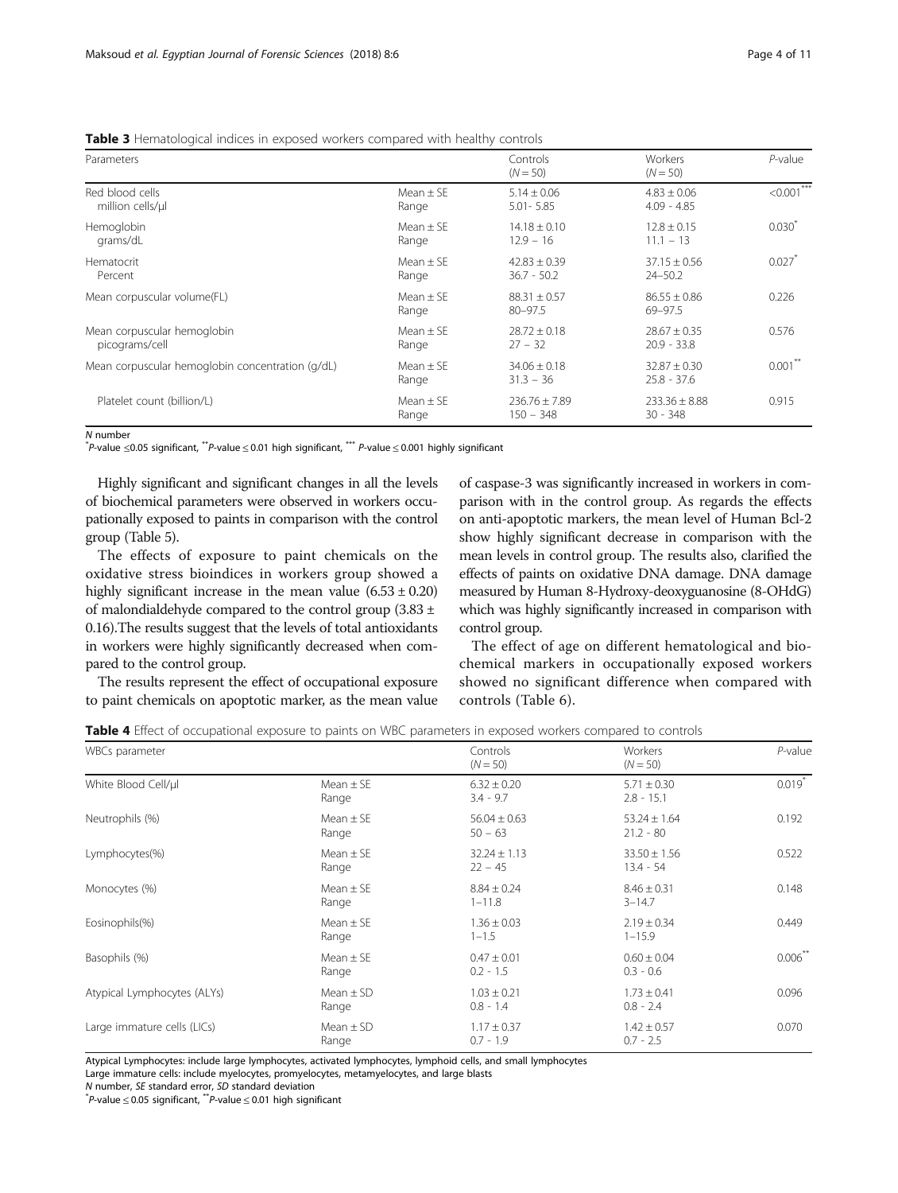**Table 3** Hematological indices in exposed workers compared with healthy controls

| Parameters | | Controls ($N = 50$) | Workers ($N = 50$) | *P*-value |
|---|---|---|---|---|
| Red blood cells million cells/μl | Mean ± SE | 5.14 ± 0.06 | 4.83 ± 0.06 | <0.001*** |
| | Range | 5.01- 5.85 | 4.09 - 4.85 | |
| Hemoglobin grams/dL | Mean ± SE | 14.18 ± 0.10 | 12.8 ± 0.15 | 0.030* |
| | Range | 12.9 – 16 | 11.1 – 13 | |
| Hematocrit Percent | Mean ± SE | 42.83 ± 0.39 | 37.15 ± 0.56 | 0.027* |
| | Range | 36.7 - 50.2 | 24–50.2 | |
| Mean corpuscular volume(FL) | Mean ± SE | 88.31 ± 0.57 | 86.55 ± 0.86 | 0.226 |
| | Range | 80–97.5 | 69–97.5 | |
| Mean corpuscular hemoglobin picograms/cell | Mean ± SE | 28.72 ± 0.18 | 28.67 ± 0.35 | 0.576 |
| | Range | 27 – 32 | 20.9 - 33.8 | |
| Mean corpuscular hemoglobin concentration (g/dL) | Mean ± SE | 34.06 ± 0.18 | 32.87 ± 0.30 | 0.001** |
| | Range | 31.3 – 36 | 25.8 - 37.6 | |
| Platelet count (billion/L) | Mean ± SE | 236.76 ± 7.89 | 233.36 ± 8.88 | 0.915 |
| | Range | 150 – 348 | 30 - 348 | |

*N* number
*P-value ≤0.05 significant, **P-value ≤ 0.01 high significant, *** P-value ≤ 0.001 highly significant

Highly significant and significant changes in all the levels of biochemical parameters were observed in workers occupationally exposed to paints in comparison with the control group (Table 5).

The effects of exposure to paint chemicals on the oxidative stress bioindices in workers group showed a highly significant increase in the mean value (6.53 ± 0.20) of malondialdehyde compared to the control group (3.83 ± 0.16).The results suggest that the levels of total antioxidants in workers were highly significantly decreased when compared to the control group.

The results represent the effect of occupational exposure to paint chemicals on apoptotic marker, as the mean value of caspase-3 was significantly increased in workers in comparison with in the control group. As regards the effects on anti-apoptotic markers, the mean level of Human Bcl-2 show highly significant decrease in comparison with the mean levels in control group. The results also, clarified the effects of paints on oxidative DNA damage. DNA damage measured by Human 8-Hydroxy-deoxyguanosine (8-OHdG) which was highly significantly increased in comparison with control group.

The effect of age on different hematological and biochemical markers in occupationally exposed workers showed no significant difference when compared with controls (Table 6).

**Table 4** Effect of occupational exposure to paints on WBC parameters in exposed workers compared to controls

| WBCs parameter | | Controls ($N = 50$) | Workers ($N = 50$) | *P*-value |
|---|---|---|---|---|
| White Blood Cell/μl | Mean ± SE | 6.32 ± 0.20 | 5.71 ± 0.30 | 0.019* |
| | Range | 3.4 - 9.7 | 2.8 - 15.1 | |
| Neutrophils (%) | Mean ± SE | 56.04 ± 0.63 | 53.24 ± 1.64 | 0.192 |
| | Range | 50 – 63 | 21.2 - 80 | |
| Lymphocytes(%) | Mean ± SE | 32.24 ± 1.13 | 33.50 ± 1.56 | 0.522 |
| | Range | 22 – 45 | 13.4 - 54 | |
| Monocytes (%) | Mean ± SE | 8.84 ± 0.24 | 8.46 ± 0.31 | 0.148 |
| | Range | 1–11.8 | 3–14.7 | |
| Eosinophils(%) | Mean ± SE | 1.36 ± 0.03 | 2.19 ± 0.34 | 0.449 |
| | Range | 1–1.5 | 1–15.9 | |
| Basophils (%) | Mean ± SE | 0.47 ± 0.01 | 0.60 ± 0.04 | 0.006** |
| | Range | 0.2 - 1.5 | 0.3 - 0.6 | |
| Atypical Lymphocytes (ALYs) | Mean ± SD | 1.03 ± 0.21 | 1.73 ± 0.41 | 0.096 |
| | Range | 0.8 - 1.4 | 0.8 - 2.4 | |
| Large immature cells (LICs) | Mean ± SD | 1.17 ± 0.37 | 1.42 ± 0.57 | 0.070 |
| | Range | 0.7 - 1.9 | 0.7 - 2.5 | |

Atypical Lymphocytes: include large lymphocytes, activated lymphocytes, lymphoid cells, and small lymphocytes
Large immature cells: include myelocytes, promyelocytes, metamyelocytes, and large blasts
*N* number, *SE* standard error, *SD* standard deviation
*P-value ≤ 0.05 significant, **P-value ≤ 0.01 high significant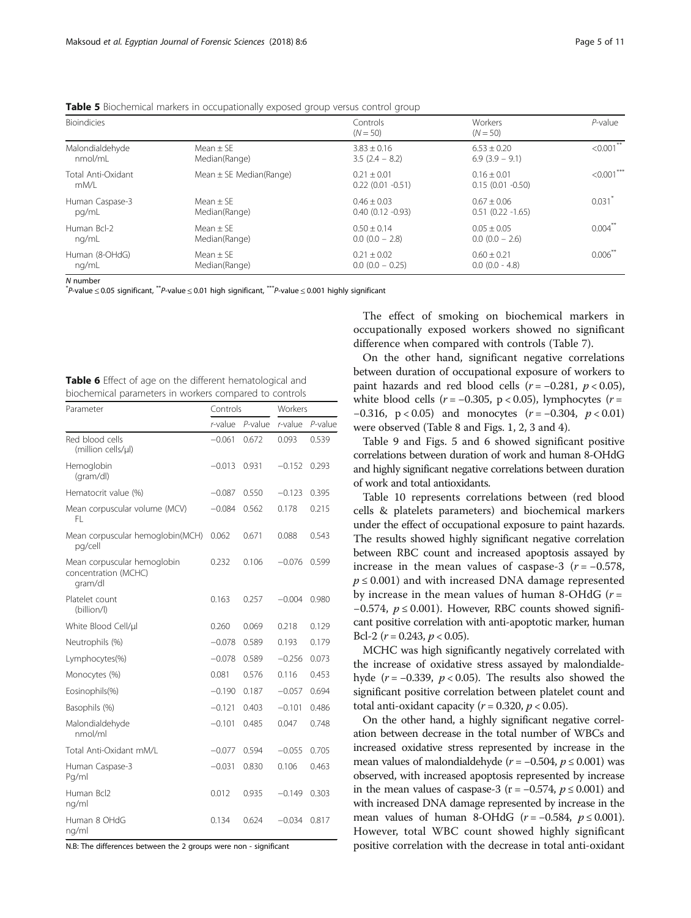**Table 5** Biochemical markers in occupationally exposed group versus control group

| Bioindicies | | Controls ($N = 50$) | Workers ($N = 50$) | *P*-value |
|---|---|---|---|---|
| Malondialdehyde nmol/mL | Mean ± SE Median(Range) | 3.83 ± 0.16 3.5 (2.4 – 8.2) | 6.53 ± 0.20 6.9 (3.9 – 9.1) | <0.001** |
| Total Anti-Oxidant mM/L | Mean ± SE Median(Range) | 0.21 ± 0.01 0.22 (0.01 -0.51) | 0.16 ± 0.01 0.15 (0.01 -0.50) | <0.001*** |
| Human Caspase-3 pg/mL | Mean ± SE Median(Range) | 0.46 ± 0.03 0.40 (0.12 -0.93) | 0.67 ± 0.06 0.51 (0.22 -1.65) | 0.031* |
| Human Bcl-2 ng/mL | Mean ± SE Median(Range) | 0.50 ± 0.14 0.0 (0.0 – 2.8) | 0.05 ± 0.05 0.0 (0.0 – 2.6) | 0.004** |
| Human (8-OHdG) ng/mL | Mean ± SE Median(Range) | 0.21 ± 0.02 0.0 (0.0 – 0.25) | 0.60 ± 0.21 0.0 (0.0 - 4.8) | 0.006** |

*N* number
*P-value ≤ 0.05 significant, **P-value ≤ 0.01 high significant, ***P-value ≤ 0.001 highly significant

**Table 6** Effect of age on the different hematological and biochemical parameters in workers compared to controls

| Parameter | Controls | | Workers | |
|---|---|---|---|---|
| | *r*-value | *P*-value | *r*-value | *P*-value |
| Red blood cells (million cells/μl) | −0.061 | 0.672 | 0.093 | 0.539 |
| Hemoglobin (gram/dl) | −0.013 | 0.931 | −0.152 | 0.293 |
| Hematocrit value (%) | −0.087 | 0.550 | −0.123 | 0.395 |
| Mean corpuscular volume (MCV) FL | −0.084 | 0.562 | 0.178 | 0.215 |
| Mean corpuscular hemoglobin(MCH) pg/cell | 0.062 | 0.671 | 0.088 | 0.543 |
| Mean corpuscular hemoglobin concentration (MCHC) gram/dl | 0.232 | 0.106 | −0.076 | 0.599 |
| Platelet count (billion/l) | 0.163 | 0.257 | −0.004 | 0.980 |
| White Blood Cell/μl | 0.260 | 0.069 | 0.218 | 0.129 |
| Neutrophils (%) | −0.078 | 0.589 | 0.193 | 0.179 |
| Lymphocytes(%) | −0.078 | 0.589 | −0.256 | 0.073 |
| Monocytes (%) | 0.081 | 0.576 | 0.116 | 0.453 |
| Eosinophils(%) | −0.190 | 0.187 | −0.057 | 0.694 |
| Basophils (%) | −0.121 | 0.403 | −0.101 | 0.486 |
| Malondialdehyde nmol/ml | −0.101 | 0.485 | 0.047 | 0.748 |
| Total Anti-Oxidant mM/L | −0.077 | 0.594 | −0.055 | 0.705 |
| Human Caspase-3 Pg/ml | −0.031 | 0.830 | 0.106 | 0.463 |
| Human Bcl2 ng/ml | 0.012 | 0.935 | −0.149 | 0.303 |
| Human 8 OHdG ng/ml | 0.134 | 0.624 | −0.034 | 0.817 |

N.B: The differences between the 2 groups were non - significant

The effect of smoking on biochemical markers in occupationally exposed workers showed no significant difference when compared with controls (Table 7).

On the other hand, significant negative correlations between duration of occupational exposure of workers to paint hazards and red blood cells ($r = -0.281$, $p < 0.05$), white blood cells ($r = -0.305$, $p < 0.05$), lymphocytes ($r = -0.316$, $p < 0.05$) and monocytes ($r = -0.304$, $p < 0.01$) were observed (Table 8 and Figs. 1, 2, 3 and 4).

Table 9 and Figs. 5 and 6 showed significant positive correlations between duration of work and human 8-OHdG and highly significant negative correlations between duration of work and total antioxidants.

Table 10 represents correlations between (red blood cells & platelets parameters) and biochemical markers under the effect of occupational exposure to paint hazards. The results showed highly significant negative correlation between RBC count and increased apoptosis assayed by increase in the mean values of caspase-3 ($r = -0.578$, $p \leq 0.001$) and with increased DNA damage represented by increase in the mean values of human 8-OHdG ($r = -0.574$, $p \leq 0.001$). However, RBC counts showed significant positive correlation with anti-apoptotic marker, human Bcl-2 ($r = 0.243$, $p < 0.05$).

MCHC was high significantly negatively correlated with the increase of oxidative stress assayed by malondialdehyde ($r = -0.339$, $p < 0.05$). The results also showed the significant positive correlation between platelet count and total anti-oxidant capacity ($r = 0.320$, $p < 0.05$).

On the other hand, a highly significant negative correlation between decrease in the total number of WBCs and increased oxidative stress represented by increase in the mean values of malondialdehyde ($r = -0.504$, $p \leq 0.001$) was observed, with increased apoptosis represented by increase in the mean values of caspase-3 ($r = -0.574$, $p \leq 0.001$) and with increased DNA damage represented by increase in the mean values of human 8-OHdG ($r = -0.584$, $p \leq 0.001$). However, total WBC count showed highly significant positive correlation with the decrease in total anti-oxidant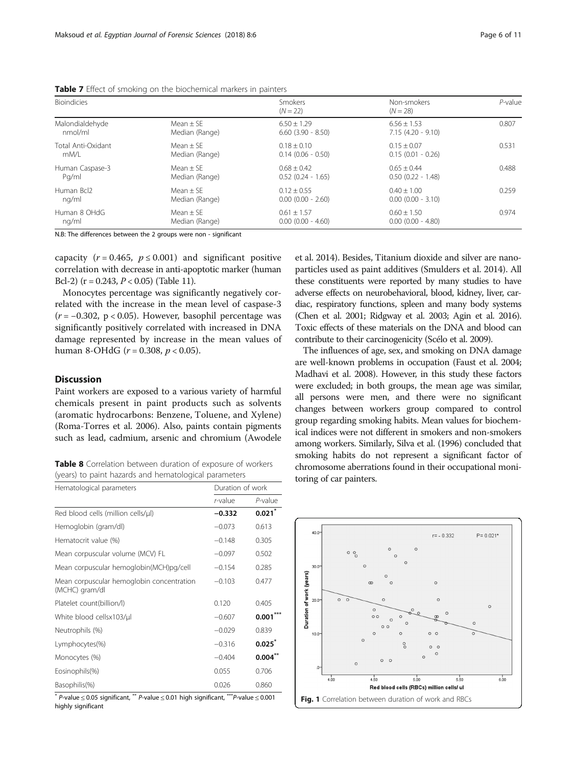**Table 7** Effect of smoking on the biochemical markers in painters

| Bioindicies | | Smokers ($N = 22$) | Non-smokers ($N = 28$) | *P*-value |
|---|---|---|---|---|
| Malondialdehyde nmol/ml | Mean ± SE<br>Median (Range) | 6.50 ± 1.29<br>6.60 (3.90 - 8.50) | 6.56 ± 1.53<br>7.15 (4.20 - 9.10) | 0.807 |
| Total Anti-Oxidant mM/L | Mean ± SE<br>Median (Range) | 0.18 ± 0.10<br>0.14 (0.06 - 0.50) | 0.15 ± 0.07<br>0.15 (0.01 - 0.26) | 0.531 |
| Human Caspase-3 Pg/ml | Mean ± SE<br>Median (Range) | 0.68 ± 0.42<br>0.52 (0.24 - 1.65) | 0.65 ± 0.44<br>0.50 (0.22 - 1.48) | 0.488 |
| Human Bcl2 ng/ml | Mean ± SE<br>Median (Range) | 0.12 ± 0.55<br>0.00 (0.00 - 2.60) | 0.40 ± 1.00<br>0.00 (0.00 - 3.10) | 0.259 |
| Human 8 OHdG ng/ml | Mean ± SE<br>Median (Range) | 0.61 ± 1.57<br>0.00 (0.00 - 4.60) | 0.60 ± 1.50<br>0.00 (0.00 - 4.80) | 0.974 |

N.B: The differences between the 2 groups were non - significant

capacity ($r = 0.465$, $p \leq 0.001$) and significant positive correlation with decrease in anti-apoptotic marker (human Bcl-2) ($r = 0.243$, $P < 0.05$) (Table 11).

Monocytes percentage was significantly negatively correlated with the increase in the mean level of caspase-3 ($r = -0.302$, $p < 0.05$). However, basophil percentage was significantly positively correlated with increased in DNA damage represented by increase in the mean values of human 8-OHdG ($r = 0.308$, $p < 0.05$).

## Discussion

Paint workers are exposed to a various variety of harmful chemicals present in paint products such as solvents (aromatic hydrocarbons: Benzene, Toluene, and Xylene) (Roma-Torres et al. 2006). Also, paints contain pigments such as lead, cadmium, arsenic and chromium (Awodele et al. 2014). Besides, Titanium dioxide and silver are nanoparticles used as paint additives (Smulders et al. 2014). All these constituents were reported by many studies to have adverse effects on neurobehavioral, blood, kidney, liver, cardiac, respiratory functions, spleen and many body systems (Chen et al. 2001; Ridgway et al. 2003; Agin et al. 2016). Toxic effects of these materials on the DNA and blood can contribute to their carcinogenicity (Scélo et al. 2009).

The influences of age, sex, and smoking on DNA damage are well-known problems in occupation (Faust et al. 2004; Madhavi et al. 2008). However, in this study these factors were excluded; in both groups, the mean age was similar, all persons were men, and there were no significant changes between workers group compared to control group regarding smoking habits. Mean values for biochemical indices were not different in smokers and non-smokers among workers. Similarly, Silva et al. (1996) concluded that smoking habits do not represent a significant factor of chromosome aberrations found in their occupational monitoring of car painters.

**Table 8** Correlation between duration of exposure of workers (years) to paint hazards and hematological parameters

| Hematological parameters | Duration of work | |
|---|---|---|
| | *r*-value | *P*-value |
| Red blood cells (million cells/μl) | **−0.332** | **0.021[*]** |
| Hemoglobin (gram/dl) | −0.073 | 0.613 |
| Hematocrit value (%) | −0.148 | 0.305 |
| Mean corpuscular volume (MCV) FL | −0.097 | 0.502 |
| Mean corpuscular hemoglobin(MCH)pg/cell | −0.154 | 0.285 |
| Mean corpuscular hemoglobin concentration (MCHC) gram/dl | −0.103 | 0.477 |
| Platelet count(billion/l) | 0.120 | 0.405 |
| White blood cellsx103/μl | −0.607 | **0.001[***]** |
| Neutrophils (%) | −0.029 | 0.839 |
| Lymphocytes(%) | −0.316 | **0.025[*]** |
| Monocytes (%) | −0.404 | **0.004[**]** |
| Eosinophils(%) | 0.055 | 0.706 |
| Basophilis(%) | 0.026 | 0.860 |

[*] *P*-value ≤ 0.05 significant, [**] *P*-value ≤ 0.01 high significant, [***]*P*-value ≤ 0.001 highly significant

**Fig. 1** Correlation between duration of work and RBCs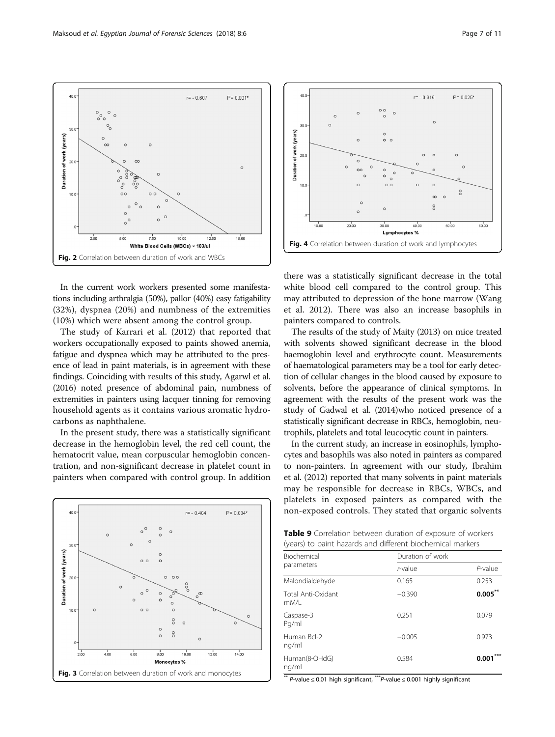Fig. 2 Correlation between duration of work and WBCs

Fig. 4 Correlation between duration of work and lymphocytes

In the current work workers presented some manifestations including arthralgia (50%), pallor (40%) easy fatigability (32%), dyspnea (20%) and numbness of the extremities (10%) which were absent among the control group.

The study of Karrari et al. (2012) that reported that workers occupationally exposed to paints showed anemia, fatigue and dyspnea which may be attributed to the presence of lead in paint materials, is in agreement with these findings. Coinciding with results of this study, Agarwl et al. (2016) noted presence of abdominal pain, numbness of extremities in painters using lacquer tinning for removing household agents as it contains various aromatic hydrocarbons as naphthalene.

In the present study, there was a statistically significant decrease in the hemoglobin level, the red cell count, the hematocrit value, mean corpuscular hemoglobin concentration, and non-significant decrease in platelet count in painters when compared with control group. In addition there was a statistically significant decrease in the total white blood cell compared to the control group. This may attributed to depression of the bone marrow (Wang et al. 2012). There was also an increase basophils in painters compared to controls.

The results of the study of Maity (2013) on mice treated with solvents showed significant decrease in the blood haemoglobin level and erythrocyte count. Measurements of haematological parameters may be a tool for early detection of cellular changes in the blood caused by exposure to solvents, before the appearance of clinical symptoms. In agreement with the results of the present work was the study of Gadwal et al. (2014)who noticed presence of a statistically significant decrease in RBCs, hemoglobin, neutrophils, platelets and total leucocytic count in painters.

In the current study, an increase in eosinophils, lymphocytes and basophils was also noted in painters as compared to non-painters. In agreement with our study, Ibrahim et al. (2012) reported that many solvents in paint materials may be responsible for decrease in RBCs, WBCs, and platelets in exposed painters as compared with the non-exposed controls. They stated that organic solvents

Fig. 3 Correlation between duration of work and monocytes

Table 9 Correlation between duration of exposure of workers (years) to paint hazards and different biochemical markers

| Biochemical parameters | Duration of work | |
|---|---|---|
| | *r*-value | *P*-value |
| Malondialdehyde | 0.165 | 0.253 |
| Total Anti-Oxidant mM/L | −0.390 | **0.005**** |
| Caspase-3 Pg/ml | 0.251 | 0.079 |
| Human Bcl-2 ng/ml | −0.005 | 0.973 |
| Human(8-OHdG) ng/ml | 0.584 | **0.001***** |

** *P*-value ≤ 0.01 high significant, *** *P*-value ≤ 0.001 highly significant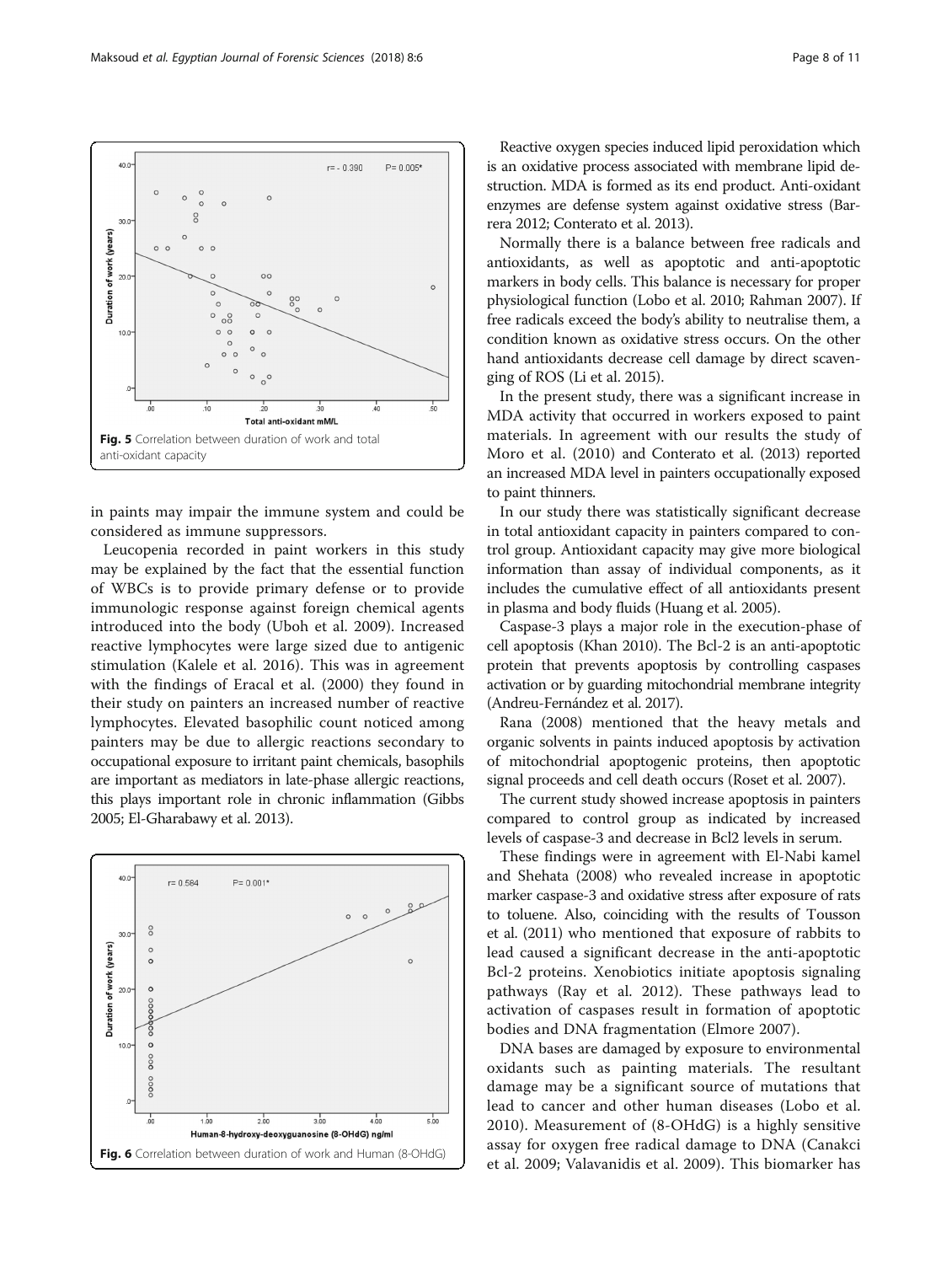Fig. 5 Correlation between duration of work and total anti-oxidant capacity

in paints may impair the immune system and could be considered as immune suppressors.

Leucopenia recorded in paint workers in this study may be explained by the fact that the essential function of WBCs is to provide primary defense or to provide immunologic response against foreign chemical agents introduced into the body (Uboh et al. 2009). Increased reactive lymphocytes were large sized due to antigenic stimulation (Kalele et al. 2016). This was in agreement with the findings of Eracal et al. (2000) they found in their study on painters an increased number of reactive lymphocytes. Elevated basophilic count noticed among painters may be due to allergic reactions secondary to occupational exposure to irritant paint chemicals, basophils are important as mediators in late-phase allergic reactions, this plays important role in chronic inflammation (Gibbs 2005; El-Gharabawy et al. 2013).

Fig. 6 Correlation between duration of work and Human (8-OHdG)

Reactive oxygen species induced lipid peroxidation which is an oxidative process associated with membrane lipid destruction. MDA is formed as its end product. Anti-oxidant enzymes are defense system against oxidative stress (Barrera 2012; Conterato et al. 2013).

Normally there is a balance between free radicals and antioxidants, as well as apoptotic and anti-apoptotic markers in body cells. This balance is necessary for proper physiological function (Lobo et al. 2010; Rahman 2007). If free radicals exceed the body's ability to neutralise them, a condition known as oxidative stress occurs. On the other hand antioxidants decrease cell damage by direct scavenging of ROS (Li et al. 2015).

In the present study, there was a significant increase in MDA activity that occurred in workers exposed to paint materials. In agreement with our results the study of Moro et al. (2010) and Conterato et al. (2013) reported an increased MDA level in painters occupationally exposed to paint thinners.

In our study there was statistically significant decrease in total antioxidant capacity in painters compared to control group. Antioxidant capacity may give more biological information than assay of individual components, as it includes the cumulative effect of all antioxidants present in plasma and body fluids (Huang et al. 2005).

Caspase-3 plays a major role in the execution-phase of cell apoptosis (Khan 2010). The Bcl-2 is an anti-apoptotic protein that prevents apoptosis by controlling caspases activation or by guarding mitochondrial membrane integrity (Andreu-Fernández et al. 2017).

Rana (2008) mentioned that the heavy metals and organic solvents in paints induced apoptosis by activation of mitochondrial apoptogenic proteins, then apoptotic signal proceeds and cell death occurs (Roset et al. 2007).

The current study showed increase apoptosis in painters compared to control group as indicated by increased levels of caspase-3 and decrease in Bcl2 levels in serum.

These findings were in agreement with El-Nabi kamel and Shehata (2008) who revealed increase in apoptotic marker caspase-3 and oxidative stress after exposure of rats to toluene. Also, coinciding with the results of Tousson et al. (2011) who mentioned that exposure of rabbits to lead caused a significant decrease in the anti-apoptotic Bcl-2 proteins. Xenobiotics initiate apoptosis signaling pathways (Ray et al. 2012). These pathways lead to activation of caspases result in formation of apoptotic bodies and DNA fragmentation (Elmore 2007).

DNA bases are damaged by exposure to environmental oxidants such as painting materials. The resultant damage may be a significant source of mutations that lead to cancer and other human diseases (Lobo et al. 2010). Measurement of (8-OHdG) is a highly sensitive assay for oxygen free radical damage to DNA (Canakci et al. 2009; Valavanidis et al. 2009). This biomarker has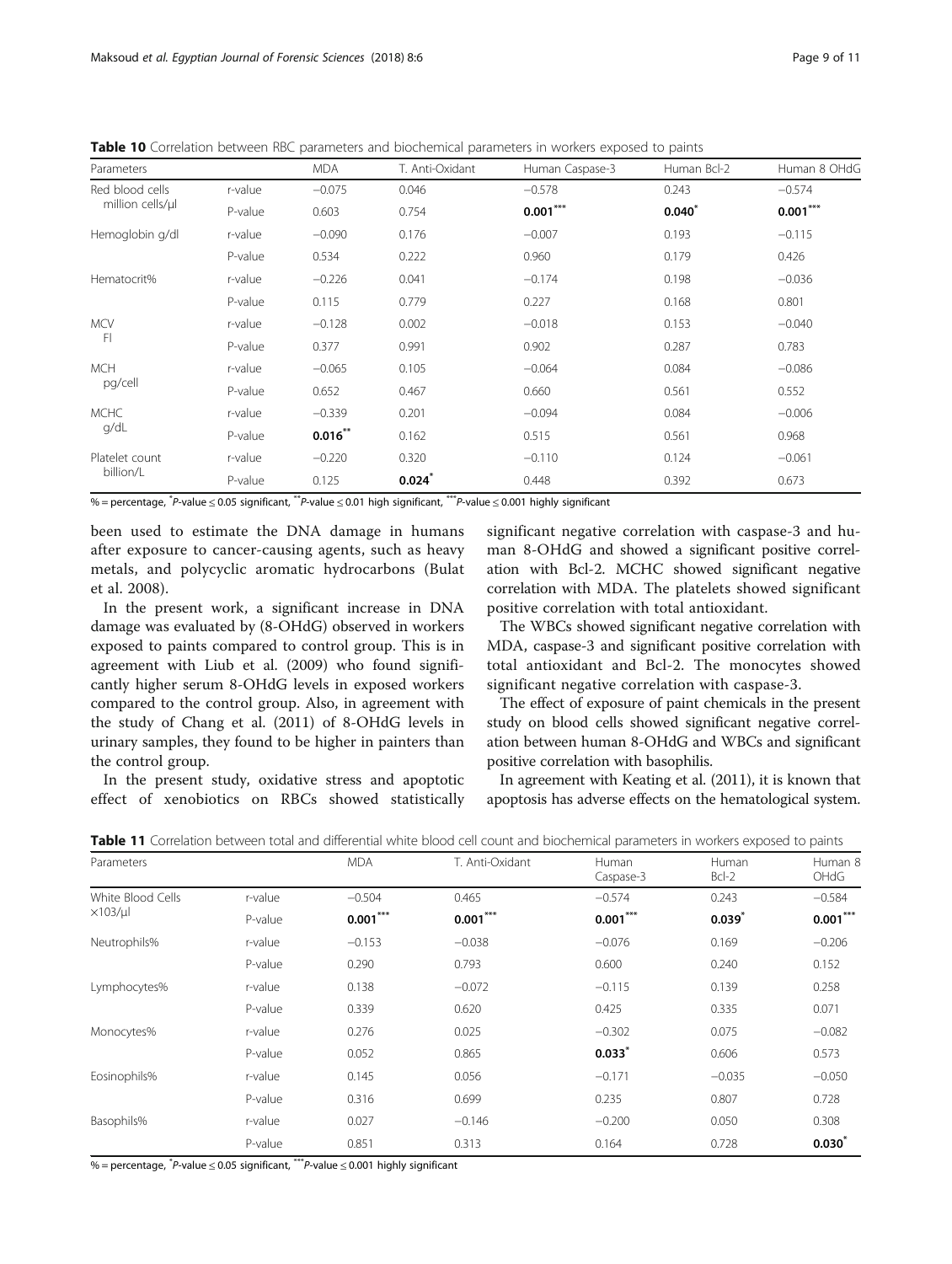**Table 10** Correlation between RBC parameters and biochemical parameters in workers exposed to paints

| Parameters | | MDA | T. Anti-Oxidant | Human Caspase-3 | Human Bcl-2 | Human 8 OHdG |
|---|---|---|---|---|---|---|
| Red blood cells million cells/μl | r-value | −0.075 | 0.046 | −0.578 | 0.243 | −0.574 |
| | P-value | 0.603 | 0.754 | **0.001*****| **0.040*** | **0.001***** |
| Hemoglobin g/dl | r-value | −0.090 | 0.176 | −0.007 | 0.193 | −0.115 |
| | P-value | 0.534 | 0.222 | 0.960 | 0.179 | 0.426 |
| Hematocrit% | r-value | −0.226 | 0.041 | −0.174 | 0.198 | −0.036 |
| | P-value | 0.115 | 0.779 | 0.227 | 0.168 | 0.801 |
| MCV Fl | r-value | −0.128 | 0.002 | −0.018 | 0.153 | −0.040 |
| | P-value | 0.377 | 0.991 | 0.902 | 0.287 | 0.783 |
| MCH pg/cell | r-value | −0.065 | 0.105 | −0.064 | 0.084 | −0.086 |
| | P-value | 0.652 | 0.467 | 0.660 | 0.561 | 0.552 |
| MCHC g/dL | r-value | −0.339 | 0.201 | −0.094 | 0.084 | −0.006 |
| | P-value | **0.016**** | 0.162 | 0.515 | 0.561 | 0.968 |
| Platelet count billion/L | r-value | −0.220 | 0.320 | −0.110 | 0.124 | −0.061 |
| | P-value | 0.125 | **0.024*** | 0.448 | 0.392 | 0.673 |

% = percentage, *P-value ≤ 0.05 significant, **P-value ≤ 0.01 high significant, ***P-value ≤ 0.001 highly significant

been used to estimate the DNA damage in humans after exposure to cancer-causing agents, such as heavy metals, and polycyclic aromatic hydrocarbons (Bulat et al. 2008).

In the present work, a significant increase in DNA damage was evaluated by (8-OHdG) observed in workers exposed to paints compared to control group. This is in agreement with Liub et al. (2009) who found significantly higher serum 8-OHdG levels in exposed workers compared to the control group. Also, in agreement with the study of Chang et al. (2011) of 8-OHdG levels in urinary samples, they found to be higher in painters than the control group.

In the present study, oxidative stress and apoptotic effect of xenobiotics on RBCs showed statistically significant negative correlation with caspase-3 and human 8-OHdG and showed a significant positive correlation with Bcl-2. MCHC showed significant negative correlation with MDA. The platelets showed significant positive correlation with total antioxidant.

The WBCs showed significant negative correlation with MDA, caspase-3 and significant positive correlation with total antioxidant and Bcl-2. The monocytes showed significant negative correlation with caspase-3.

The effect of exposure of paint chemicals in the present study on blood cells showed significant negative correlation between human 8-OHdG and WBCs and significant positive correlation with basophilis.

In agreement with Keating et al. (2011), it is known that apoptosis has adverse effects on the hematological system.

**Table 11** Correlation between total and differential white blood cell count and biochemical parameters in workers exposed to paints

| Parameters | | MDA | T. Anti-Oxidant | Human Caspase-3 | Human Bcl-2 | Human 8 OHdG |
|---|---|---|---|---|---|---|
| White Blood Cells ×103/μl | r-value | −0.504 | 0.465 | −0.574 | 0.243 | −0.584 |
| | P-value | **0.001***** | **0.001***** | **0.001***** | **0.039*** | **0.001***** |
| Neutrophils% | r-value | −0.153 | −0.038 | −0.076 | 0.169 | −0.206 |
| | P-value | 0.290 | 0.793 | 0.600 | 0.240 | 0.152 |
| Lymphocytes% | r-value | 0.138 | −0.072 | −0.115 | 0.139 | 0.258 |
| | P-value | 0.339 | 0.620 | 0.425 | 0.335 | 0.071 |
| Monocytes% | r-value | 0.276 | 0.025 | −0.302 | 0.075 | −0.082 |
| | P-value | 0.052 | 0.865 | **0.033*** | 0.606 | 0.573 |
| Eosinophils% | r-value | 0.145 | 0.056 | −0.171 | −0.035 | −0.050 |
| | P-value | 0.316 | 0.699 | 0.235 | 0.807 | 0.728 |
| Basophils% | r-value | 0.027 | −0.146 | −0.200 | 0.050 | 0.308 |
| | P-value | 0.851 | 0.313 | 0.164 | 0.728 | **0.030*** |

% = percentage, *P-value ≤ 0.05 significant, ***P-value ≤ 0.001 highly significant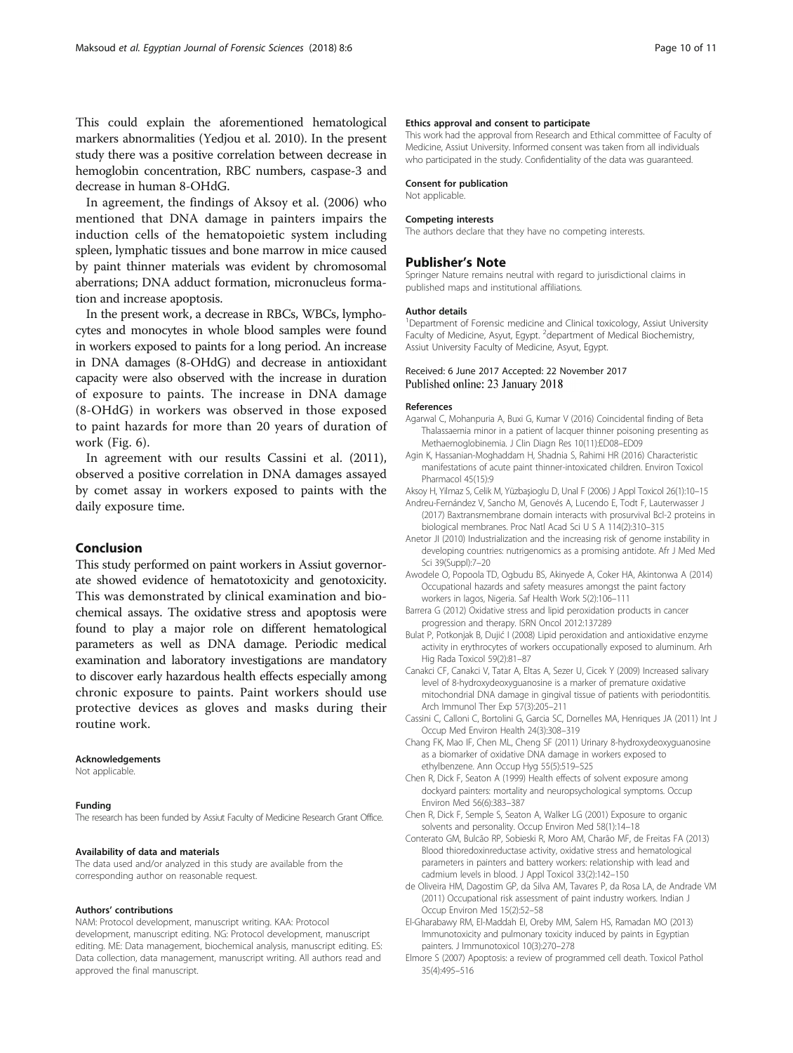This could explain the aforementioned hematological markers abnormalities (Yedjou et al. 2010). In the present study there was a positive correlation between decrease in hemoglobin concentration, RBC numbers, caspase-3 and decrease in human 8-OHdG.

In agreement, the findings of Aksoy et al. (2006) who mentioned that DNA damage in painters impairs the induction cells of the hematopoietic system including spleen, lymphatic tissues and bone marrow in mice caused by paint thinner materials was evident by chromosomal aberrations; DNA adduct formation, micronucleus formation and increase apoptosis.

In the present work, a decrease in RBCs, WBCs, lymphocytes and monocytes in whole blood samples were found in workers exposed to paints for a long period. An increase in DNA damages (8-OHdG) and decrease in antioxidant capacity were also observed with the increase in duration of exposure to paints. The increase in DNA damage (8-OHdG) in workers was observed in those exposed to paint hazards for more than 20 years of duration of work (Fig. 6).

In agreement with our results Cassini et al. (2011), observed a positive correlation in DNA damages assayed by comet assay in workers exposed to paints with the daily exposure time.

## Conclusion

This study performed on paint workers in Assiut governorate showed evidence of hematotoxicity and genotoxicity. This was demonstrated by clinical examination and biochemical assays. The oxidative stress and apoptosis were found to play a major role on different hematological parameters as well as DNA damage. Periodic medical examination and laboratory investigations are mandatory to discover early hazardous health effects especially among chronic exposure to paints. Paint workers should use protective devices as gloves and masks during their routine work.

#### Acknowledgements

Not applicable.

#### Funding

The research has been funded by Assiut Faculty of Medicine Research Grant Office.

#### Availability of data and materials

The data used and/or analyzed in this study are available from the corresponding author on reasonable request.

#### Authors' contributions

NAM: Protocol development, manuscript writing. KAA: Protocol development, manuscript editing. NG: Protocol development, manuscript editing. ME: Data management, biochemical analysis, manuscript editing. ES: Data collection, data management, manuscript writing. All authors read and approved the final manuscript.

#### Ethics approval and consent to participate

This work had the approval from Research and Ethical committee of Faculty of Medicine, Assiut University. Informed consent was taken from all individuals who participated in the study. Confidentiality of the data was guaranteed.

#### Consent for publication

Not applicable.

#### Competing interests

The authors declare that they have no competing interests.

## Publisher's Note

Springer Nature remains neutral with regard to jurisdictional claims in published maps and institutional affiliations.

#### Author details

[1]Department of Forensic medicine and Clinical toxicology, Assiut University Faculty of Medicine, Asyut, Egypt. [2]department of Medical Biochemistry, Assiut University Faculty of Medicine, Asyut, Egypt.

Received: 6 June 2017 Accepted: 22 November 2017
Published online: 23 January 2018

#### References

Agarwal C, Mohanpuria A, Buxi G, Kumar V (2016) Coincidental finding of Beta Thalassaemia minor in a patient of lacquer thinner poisoning presenting as Methaemoglobinemia. J Clin Diagn Res 10(11):ED08–ED09

Agin K, Hassanian-Moghaddam H, Shadnia S, Rahimi HR (2016) Characteristic manifestations of acute paint thinner-intoxicated children. Environ Toxicol Pharmacol 45(15):9

Aksoy H, Yilmaz S, Celik M, Yüzbaşioglu D, Unal F (2006) J Appl Toxicol 26(1):10–15

Andreu-Fernández V, Sancho M, Genovés A, Lucendo E, Todt F, Lauterwasser J (2017) Baxtransmembrane domain interacts with prosurvival Bcl-2 proteins in biological membranes. Proc Natl Acad Sci U S A 114(2):310–315

Anetor JI (2010) Industrialization and the increasing risk of genome instability in developing countries: nutrigenomics as a promising antidote. Afr J Med Med Sci 39(Suppl):7–20

Awodele O, Popoola TD, Ogbudu BS, Akinyede A, Coker HA, Akintonwa A (2014) Occupational hazards and safety measures amongst the paint factory workers in lagos, Nigeria. Saf Health Work 5(2):106–111

Barrera G (2012) Oxidative stress and lipid peroxidation products in cancer progression and therapy. ISRN Oncol 2012:137289

Bulat P, Potkonjak B, Dujić I (2008) Lipid peroxidation and antioxidative enzyme activity in erythrocytes of workers occupationally exposed to aluminum. Arh Hig Rada Toxicol 59(2):81–87

Canakci CF, Canakci V, Tatar A, Eltas A, Sezer U, Cicek Y (2009) Increased salivary level of 8-hydroxydeoxyguanosine is a marker of premature oxidative mitochondrial DNA damage in gingival tissue of patients with periodontitis. Arch Immunol Ther Exp 57(3):205–211

Cassini C, Calloni C, Bortolini G, Garcia SC, Dornelles MA, Henriques JA (2011) Int J Occup Med Environ Health 24(3):308–319

Chang FK, Mao IF, Chen ML, Cheng SF (2011) Urinary 8-hydroxydeoxyguanosine as a biomarker of oxidative DNA damage in workers exposed to ethylbenzene. Ann Occup Hyg 55(5):519–525

Chen R, Dick F, Seaton A (1999) Health effects of solvent exposure among dockyard painters: mortality and neuropsychological symptoms. Occup Environ Med 56(6):383–387

Chen R, Dick F, Semple S, Seaton A, Walker LG (2001) Exposure to organic solvents and personality. Occup Environ Med 58(1):14–18

Conterato GM, Bulcão RP, Sobieski R, Moro AM, Charão MF, de Freitas FA (2013) Blood thioredoxinreductase activity, oxidative stress and hematological parameters in painters and battery workers: relationship with lead and cadmium levels in blood. J Appl Toxicol 33(2):142–150

de Oliveira HM, Dagostim GP, da Silva AM, Tavares P, da Rosa LA, de Andrade VM (2011) Occupational risk assessment of paint industry workers. Indian J Occup Environ Med 15(2):52–58

El-Gharabawy RM, El-Maddah EI, Oreby MM, Salem HS, Ramadan MO (2013) Immunotoxicity and pulmonary toxicity induced by paints in Egyptian painters. J Immunotoxicol 10(3):270–278

Elmore S (2007) Apoptosis: a review of programmed cell death. Toxicol Pathol 35(4):495–516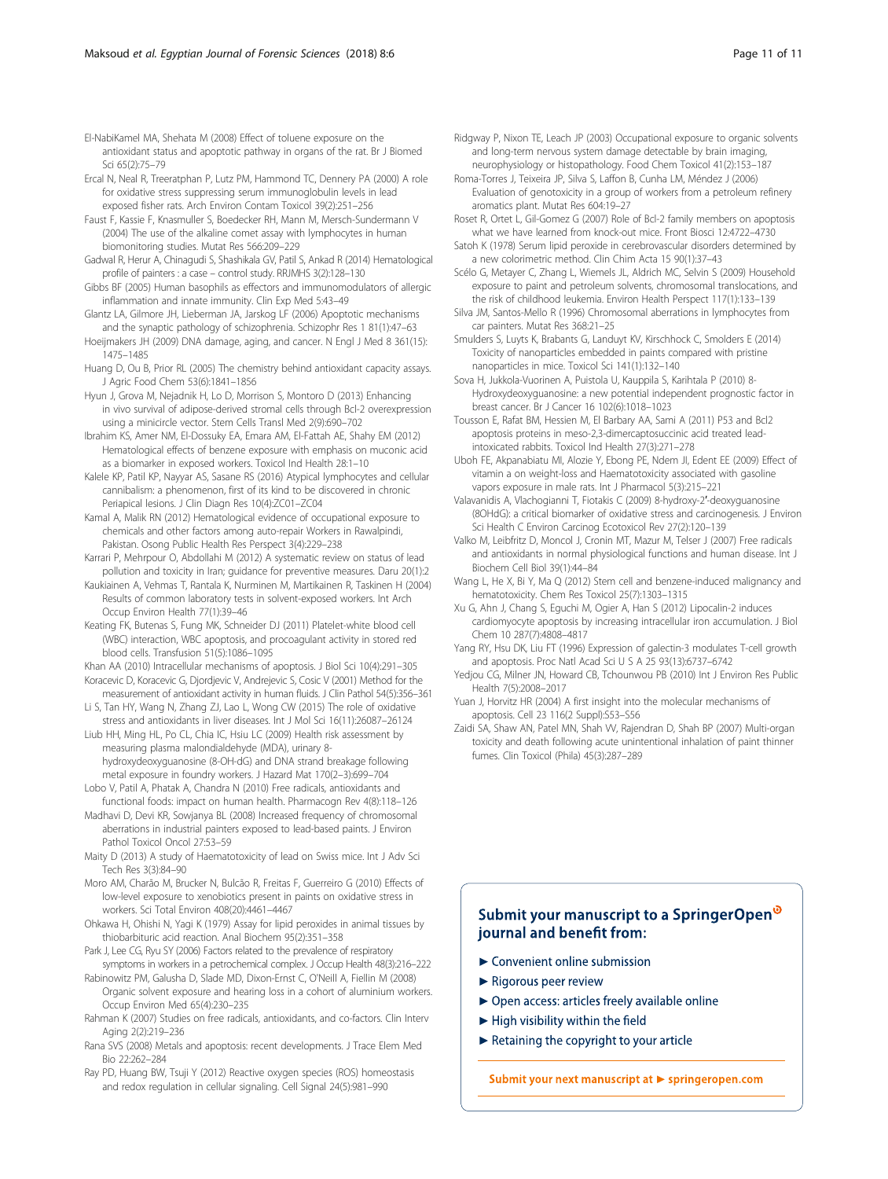El-NabiKamel MA, Shehata M (2008) Effect of toluene exposure on the antioxidant status and apoptotic pathway in organs of the rat. Br J Biomed Sci 65(2):75–79

Ercal N, Neal R, Treeratphan P, Lutz PM, Hammond TC, Dennery PA (2000) A role for oxidative stress suppressing serum immunoglobulin levels in lead exposed fisher rats. Arch Environ Contam Toxicol 39(2):251–256

Faust F, Kassie F, Knasmuller S, Boedecker RH, Mann M, Mersch-Sundermann V (2004) The use of the alkaline comet assay with lymphocytes in human biomonitoring studies. Mutat Res 566:209–229

Gadwal R, Herur A, Chinagudi S, Shashikala GV, Patil S, Ankad R (2014) Hematological profile of painters : a case – control study. RRJMHS 3(2):128–130

Gibbs BF (2005) Human basophils as effectors and immunomodulators of allergic inflammation and innate immunity. Clin Exp Med 5:43–49

Glantz LA, Gilmore JH, Lieberman JA, Jarskog LF (2006) Apoptotic mechanisms and the synaptic pathology of schizophrenia. Schizophr Res 1 81(1):47–63

Hoeijmakers JH (2009) DNA damage, aging, and cancer. N Engl J Med 8 361(15): 1475–1485

Huang D, Ou B, Prior RL (2005) The chemistry behind antioxidant capacity assays. J Agric Food Chem 53(6):1841–1856

Hyun J, Grova M, Nejadnik H, Lo D, Morrison S, Montoro D (2013) Enhancing in vivo survival of adipose-derived stromal cells through Bcl-2 overexpression using a minicircle vector. Stem Cells Transl Med 2(9):690–702

Ibrahim KS, Amer NM, El-Dossuky EA, Emara AM, El-Fattah AE, Shahy EM (2012) Hematological effects of benzene exposure with emphasis on muconic acid as a biomarker in exposed workers. Toxicol Ind Health 28:1–10

Kalele KP, Patil KP, Nayyar AS, Sasane RS (2016) Atypical lymphocytes and cellular cannibalism: a phenomenon, first of its kind to be discovered in chronic Periapical lesions. J Clin Diagn Res 10(4):ZC01–ZC04

Kamal A, Malik RN (2012) Hematological evidence of occupational exposure to chemicals and other factors among auto-repair Workers in Rawalpindi, Pakistan. Osong Public Health Res Perspect 3(4):229–238

Karrari P, Mehrpour O, Abdollahi M (2012) A systematic review on status of lead pollution and toxicity in Iran; guidance for preventive measures. Daru 20(1):2

Kaukiainen A, Vehmas T, Rantala K, Nurminen M, Martikainen R, Taskinen H (2004) Results of common laboratory tests in solvent-exposed workers. Int Arch Occup Environ Health 77(1):39–46

Keating FK, Butenas S, Fung MK, Schneider DJ (2011) Platelet-white blood cell (WBC) interaction, WBC apoptosis, and procoagulant activity in stored red blood cells. Transfusion 51(5):1086–1095

Khan AA (2010) Intracellular mechanisms of apoptosis. J Biol Sci 10(4):291–305

Koracevic D, Koracevic G, Djordjevic V, Andrejevic S, Cosic V (2001) Method for the measurement of antioxidant activity in human fluids. J Clin Pathol 54(5):356–361

Li S, Tan HY, Wang N, Zhang ZJ, Lao L, Wong CW (2015) The role of oxidative stress and antioxidants in liver diseases. Int J Mol Sci 16(11):26087–26124

Liub HH, Ming HL, Po CL, Chia IC, Hsiu LC (2009) Health risk assessment by measuring plasma malondialdehyde (MDA), urinary 8-hydroxydeoxyguanosine (8-OH-dG) and DNA strand breakage following metal exposure in foundry workers. J Hazard Mat 170(2–3):699–704

Lobo V, Patil A, Phatak A, Chandra N (2010) Free radicals, antioxidants and functional foods: impact on human health. Pharmacogn Rev 4(8):118–126

Madhavi D, Devi KR, Sowjanya BL (2008) Increased frequency of chromosomal aberrations in industrial painters exposed to lead-based paints. J Environ Pathol Toxicol Oncol 27:53–59

Maity D (2013) A study of Haematotoxicity of lead on Swiss mice. Int J Adv Sci Tech Res 3(3):84–90

Moro AM, Charão M, Brucker N, Bulcão R, Freitas F, Guerreiro G (2010) Effects of low-level exposure to xenobiotics present in paints on oxidative stress in workers. Sci Total Environ 408(20):4461–4467

Ohkawa H, Ohishi N, Yagi K (1979) Assay for lipid peroxides in animal tissues by thiobarbituric acid reaction. Anal Biochem 95(2):351–358

Park J, Lee CG, Ryu SY (2006) Factors related to the prevalence of respiratory symptoms in workers in a petrochemical complex. J Occup Health 48(3):216–222

Rabinowitz PM, Galusha D, Slade MD, Dixon-Ernst C, O'Neill A, Fiellin M (2008) Organic solvent exposure and hearing loss in a cohort of aluminium workers. Occup Environ Med 65(4):230–235

Rahman K (2007) Studies on free radicals, antioxidants, and co-factors. Clin Interv Aging 2(2):219–236

Rana SVS (2008) Metals and apoptosis: recent developments. J Trace Elem Med Bio 22:262–284

Ray PD, Huang BW, Tsuji Y (2012) Reactive oxygen species (ROS) homeostasis and redox regulation in cellular signaling. Cell Signal 24(5):981–990

Ridgway P, Nixon TE, Leach JP (2003) Occupational exposure to organic solvents and long-term nervous system damage detectable by brain imaging, neurophysiology or histopathology. Food Chem Toxicol 41(2):153–187

Roma-Torres J, Teixeira JP, Silva S, Laffon B, Cunha LM, Méndez J (2006) Evaluation of genotoxicity in a group of workers from a petroleum refinery aromatics plant. Mutat Res 604:19–27

Roset R, Ortet L, Gil-Gomez G (2007) Role of Bcl-2 family members on apoptosis what we have learned from knock-out mice. Front Biosci 12:4722–4730

Satoh K (1978) Serum lipid peroxide in cerebrovascular disorders determined by a new colorimetric method. Clin Chim Acta 15 90(1):37–43

Scélo G, Metayer C, Zhang L, Wiemels JL, Aldrich MC, Selvin S (2009) Household exposure to paint and petroleum solvents, chromosomal translocations, and the risk of childhood leukemia. Environ Health Perspect 117(1):133–139

Silva JM, Santos-Mello R (1996) Chromosomal aberrations in lymphocytes from car painters. Mutat Res 368:21–25

Smulders S, Luyts K, Brabants G, Landuyt KV, Kirschhock C, Smolders E (2014) Toxicity of nanoparticles embedded in paints compared with pristine nanoparticles in mice. Toxicol Sci 141(1):132–140

Sova H, Jukkola-Vuorinen A, Puistola U, Kauppila S, Karihtala P (2010) 8-Hydroxydeoxyguanosine: a new potential independent prognostic factor in breast cancer. Br J Cancer 16 102(6):1018–1023

Tousson E, Rafat BM, Hessien M, El Barbary AA, Sami A (2011) P53 and Bcl2 apoptosis proteins in meso-2,3-dimercaptosuccinic acid treated lead-intoxicated rabbits. Toxicol Ind Health 27(3):271–278

Uboh FE, Akpanabiatu MI, Alozie Y, Ebong PE, Ndem JI, Edent EE (2009) Effect of vitamin a on weight-loss and Haematotoxicity associated with gasoline vapors exposure in male rats. Int J Pharmacol 5(3):215–221

Valavanidis A, Vlachogianni T, Fiotakis C (2009) 8-hydroxy-2′-deoxyguanosine (8OHdG): a critical biomarker of oxidative stress and carcinogenesis. J Environ Sci Health C Environ Carcinog Ecotoxicol Rev 27(2):120–139

Valko M, Leibfritz D, Moncol J, Cronin MT, Mazur M, Telser J (2007) Free radicals and antioxidants in normal physiological functions and human disease. Int J Biochem Cell Biol 39(1):44–84

Wang L, He X, Bi Y, Ma Q (2012) Stem cell and benzene-induced malignancy and hematotoxicity. Chem Res Toxicol 25(7):1303–1315

Xu G, Ahn J, Chang S, Eguchi M, Ogier A, Han S (2012) Lipocalin-2 induces cardiomyocyte apoptosis by increasing intracellular iron accumulation. J Biol Chem 10 287(7):4808–4817

Yang RY, Hsu DK, Liu FT (1996) Expression of galectin-3 modulates T-cell growth and apoptosis. Proc Natl Acad Sci U S A 25 93(13):6737–6742

Yedjou CG, Milner JN, Howard CB, Tchounwou PB (2010) Int J Environ Res Public Health 7(5):2008–2017

Yuan J, Horvitz HR (2004) A first insight into the molecular mechanisms of apoptosis. Cell 23 116(2 Suppl):S53–S56

Zaidi SA, Shaw AN, Patel MN, Shah VV, Rajendran D, Shah BP (2007) Multi-organ toxicity and death following acute unintentional inhalation of paint thinner fumes. Clin Toxicol (Phila) 45(3):287–289

**Submit your manuscript to a SpringerOpen journal and benefit from:**

- ► Convenient online submission
- ► Rigorous peer review
- ► Open access: articles freely available online
- ► High visibility within the field
- ► Retaining the copyright to your article

Submit your next manuscript at ► springeropen.com